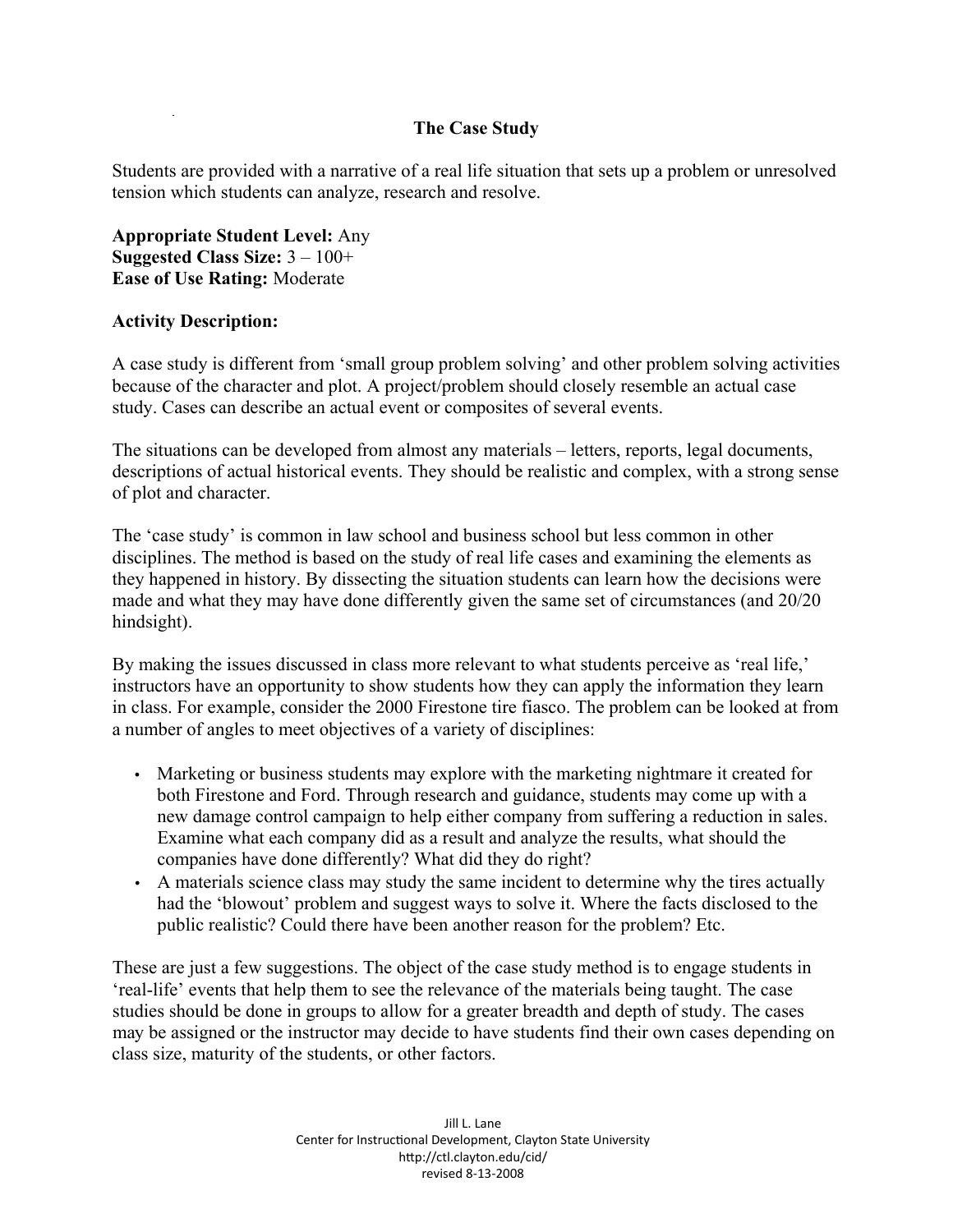# The Case Study

Students are provided with a narrative of a real life situation that sets up a problem or unresolved tension which students can analyze, research and resolve.

**Appropriate Student Level:** Any
**Suggested Class Size:** 3 – 100+
**Ease of Use Rating:** Moderate

**Activity Description:**

A case study is different from 'small group problem solving' and other problem solving activities because of the character and plot. A project/problem should closely resemble an actual case study. Cases can describe an actual event or composites of several events.

The situations can be developed from almost any materials – letters, reports, legal documents, descriptions of actual historical events. They should be realistic and complex, with a strong sense of plot and character.

The 'case study' is common in law school and business school but less common in other disciplines. The method is based on the study of real life cases and examining the elements as they happened in history. By dissecting the situation students can learn how the decisions were made and what they may have done differently given the same set of circumstances (and 20/20 hindsight).

By making the issues discussed in class more relevant to what students perceive as 'real life,' instructors have an opportunity to show students how they can apply the information they learn in class. For example, consider the 2000 Firestone tire fiasco. The problem can be looked at from a number of angles to meet objectives of a variety of disciplines:

- Marketing or business students may explore with the marketing nightmare it created for both Firestone and Ford. Through research and guidance, students may come up with a new damage control campaign to help either company from suffering a reduction in sales. Examine what each company did as a result and analyze the results, what should the companies have done differently? What did they do right?
- A materials science class may study the same incident to determine why the tires actually had the 'blowout' problem and suggest ways to solve it. Where the facts disclosed to the public realistic? Could there have been another reason for the problem? Etc.

These are just a few suggestions. The object of the case study method is to engage students in 'real-life' events that help them to see the relevance of the materials being taught. The case studies should be done in groups to allow for a greater breadth and depth of study. The cases may be assigned or the instructor may decide to have students find their own cases depending on class size, maturity of the students, or other factors.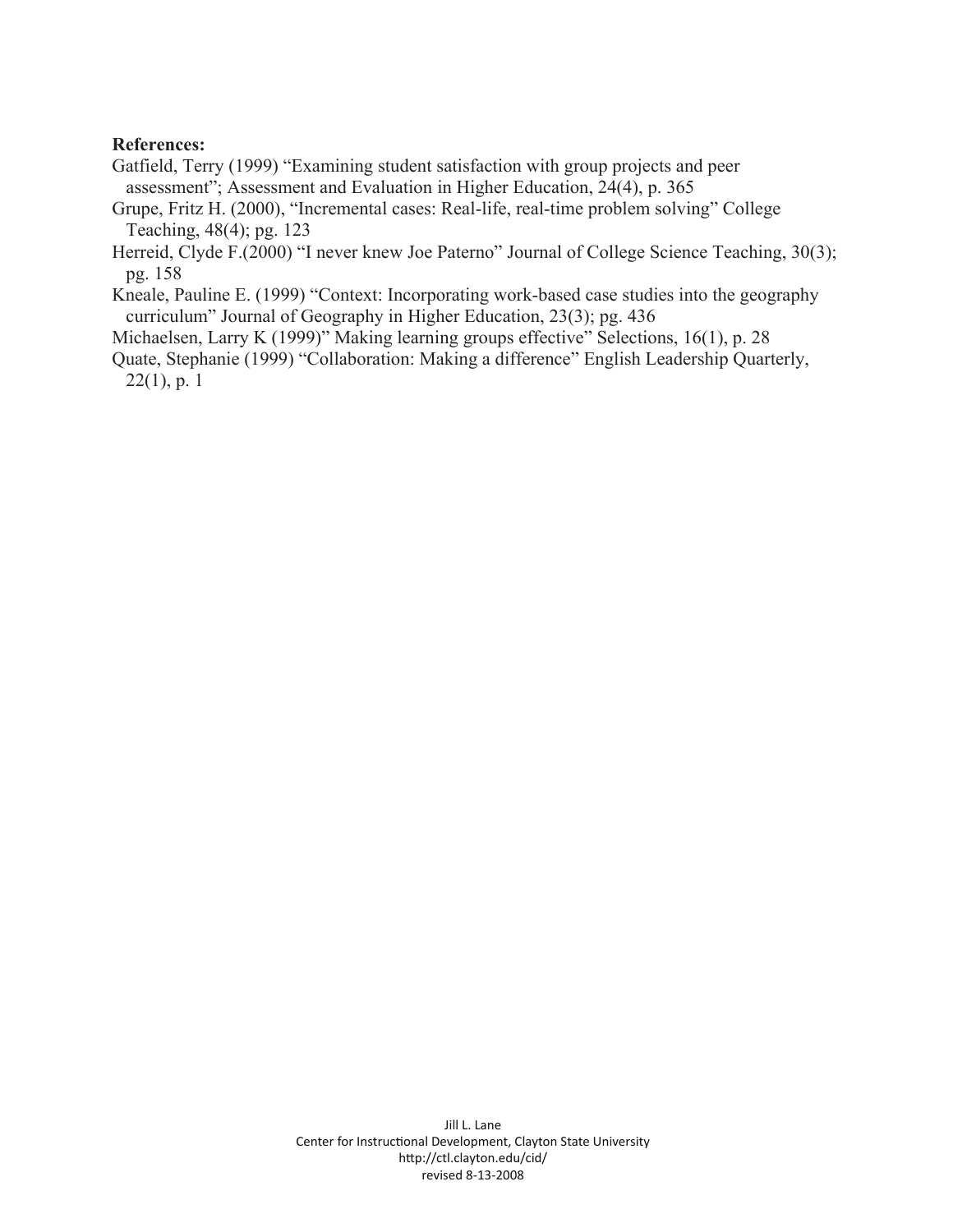**References:**

Gatfield, Terry (1999) "Examining student satisfaction with group projects and peer assessment"; Assessment and Evaluation in Higher Education, 24(4), p. 365

Grupe, Fritz H. (2000), "Incremental cases: Real-life, real-time problem solving" College Teaching, 48(4); pg. 123

Herreid, Clyde F.(2000) "I never knew Joe Paterno" Journal of College Science Teaching, 30(3); pg. 158

Kneale, Pauline E. (1999) "Context: Incorporating work-based case studies into the geography curriculum" Journal of Geography in Higher Education, 23(3); pg. 436

Michaelsen, Larry K (1999)" Making learning groups effective" Selections, 16(1), p. 28

Quate, Stephanie (1999) "Collaboration: Making a difference" English Leadership Quarterly, 22(1), p. 1